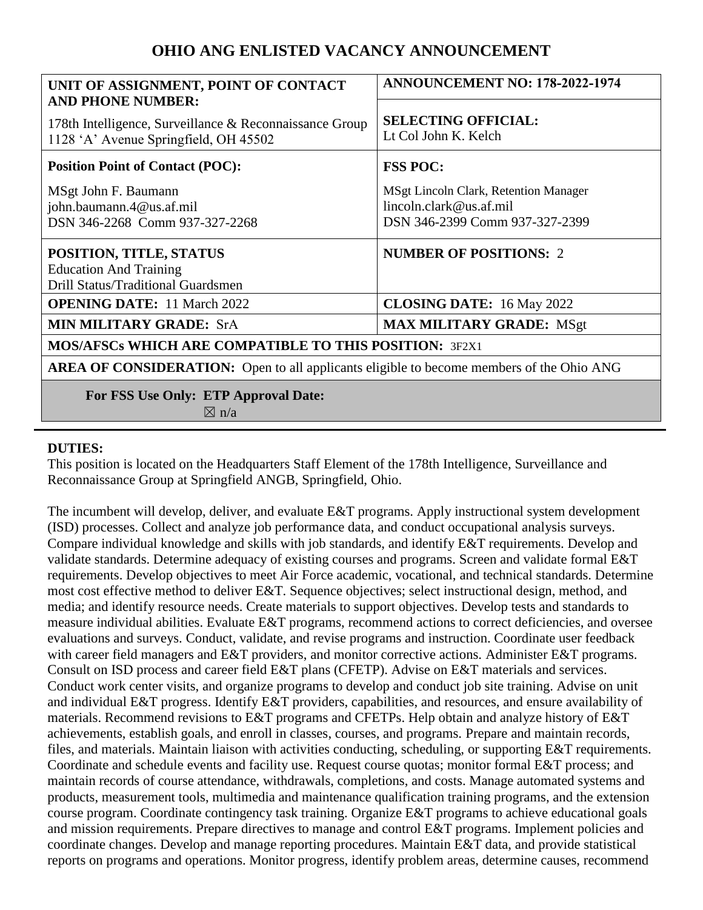# OHIO ANG ENLISTED VACANCY ANNOUNCEMENT

| **UNIT OF ASSIGNMENT, POINT OF CONTACT AND PHONE NUMBER:**<br><br>178th Intelligence, Surveillance & Reconnaissance Group<br>1128 'A' Avenue Springfield, OH 45502 | **ANNOUNCEMENT NO: 178-2022-1974**<br><br>**SELECTING OFFICIAL:**<br>Lt Col John K. Kelch |
|---|---|
| **Position Point of Contact (POC):**<br><br>MSgt John F. Baumann<br>john.baumann.4@us.af.mil<br>DSN 346-2268 Comm 937-327-2268 | **FSS POC:**<br><br>MSgt Lincoln Clark, Retention Manager<br>lincoln.clark@us.af.mil<br>DSN 346-2399 Comm 937-327-2399 |
| **POSITION, TITLE, STATUS**<br>Education And Training<br>Drill Status/Traditional Guardsmen | **NUMBER OF POSITIONS:** 2 |
| **OPENING DATE:** 11 March 2022 | **CLOSING DATE:** 16 May 2022 |
| **MIN MILITARY GRADE:** SrA | **MAX MILITARY GRADE:** MSgt |
| **MOS/AFSCs WHICH ARE COMPATIBLE TO THIS POSITION:** 3F2X1 | |
| **AREA OF CONSIDERATION:** Open to all applicants eligible to become members of the Ohio ANG | |
| **For FSS Use Only: ETP Approval Date:**<br>☒ n/a | |

**DUTIES:**

This position is located on the Headquarters Staff Element of the 178th Intelligence, Surveillance and Reconnaissance Group at Springfield ANGB, Springfield, Ohio.

The incumbent will develop, deliver, and evaluate E&T programs. Apply instructional system development (ISD) processes. Collect and analyze job performance data, and conduct occupational analysis surveys. Compare individual knowledge and skills with job standards, and identify E&T requirements. Develop and validate standards. Determine adequacy of existing courses and programs. Screen and validate formal E&T requirements. Develop objectives to meet Air Force academic, vocational, and technical standards. Determine most cost effective method to deliver E&T. Sequence objectives; select instructional design, method, and media; and identify resource needs. Create materials to support objectives. Develop tests and standards to measure individual abilities. Evaluate E&T programs, recommend actions to correct deficiencies, and oversee evaluations and surveys. Conduct, validate, and revise programs and instruction. Coordinate user feedback with career field managers and E&T providers, and monitor corrective actions. Administer E&T programs. Consult on ISD process and career field E&T plans (CFETP). Advise on E&T materials and services. Conduct work center visits, and organize programs to develop and conduct job site training. Advise on unit and individual E&T progress. Identify E&T providers, capabilities, and resources, and ensure availability of materials. Recommend revisions to E&T programs and CFETPs. Help obtain and analyze history of E&T achievements, establish goals, and enroll in classes, courses, and programs. Prepare and maintain records, files, and materials. Maintain liaison with activities conducting, scheduling, or supporting E&T requirements. Coordinate and schedule events and facility use. Request course quotas; monitor formal E&T process; and maintain records of course attendance, withdrawals, completions, and costs. Manage automated systems and products, measurement tools, multimedia and maintenance qualification training programs, and the extension course program. Coordinate contingency task training. Organize E&T programs to achieve educational goals and mission requirements. Prepare directives to manage and control E&T programs. Implement policies and coordinate changes. Develop and manage reporting procedures. Maintain E&T data, and provide statistical reports on programs and operations. Monitor progress, identify problem areas, determine causes, recommend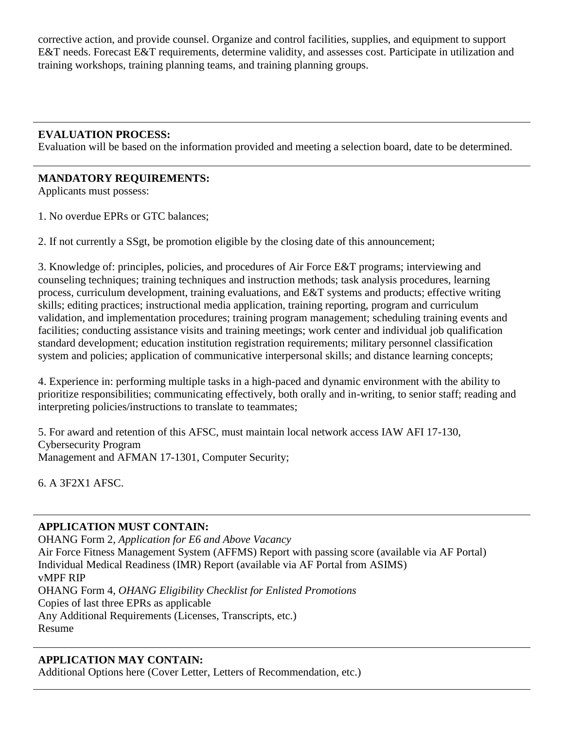corrective action, and provide counsel. Organize and control facilities, supplies, and equipment to support E&T needs. Forecast E&T requirements, determine validity, and assesses cost. Participate in utilization and training workshops, training planning teams, and training planning groups.

---

**EVALUATION PROCESS:**
Evaluation will be based on the information provided and meeting a selection board, date to be determined.

---

**MANDATORY REQUIREMENTS:**
Applicants must possess:

1. No overdue EPRs or GTC balances;

2. If not currently a SSgt, be promotion eligible by the closing date of this announcement;

3. Knowledge of: principles, policies, and procedures of Air Force E&T programs; interviewing and counseling techniques; training techniques and instruction methods; task analysis procedures, learning process, curriculum development, training evaluations, and E&T systems and products; effective writing skills; editing practices; instructional media application, training reporting, program and curriculum validation, and implementation procedures; training program management; scheduling training events and facilities; conducting assistance visits and training meetings; work center and individual job qualification standard development; education institution registration requirements; military personnel classification system and policies; application of communicative interpersonal skills; and distance learning concepts;

4. Experience in: performing multiple tasks in a high-paced and dynamic environment with the ability to prioritize responsibilities; communicating effectively, both orally and in-writing, to senior staff; reading and interpreting policies/instructions to translate to teammates;

5. For award and retention of this AFSC, must maintain local network access IAW AFI 17-130, Cybersecurity Program
Management and AFMAN 17-1301, Computer Security;

6. A 3F2X1 AFSC.

---

**APPLICATION MUST CONTAIN:**
OHANG Form 2, *Application for E6 and Above Vacancy*
Air Force Fitness Management System (AFFMS) Report with passing score (available via AF Portal)
Individual Medical Readiness (IMR) Report (available via AF Portal from ASIMS)
vMPF RIP
OHANG Form 4, *OHANG Eligibility Checklist for Enlisted Promotions*
Copies of last three EPRs as applicable
Any Additional Requirements (Licenses, Transcripts, etc.)
Resume

---

**APPLICATION MAY CONTAIN:**
Additional Options here (Cover Letter, Letters of Recommendation, etc.)

---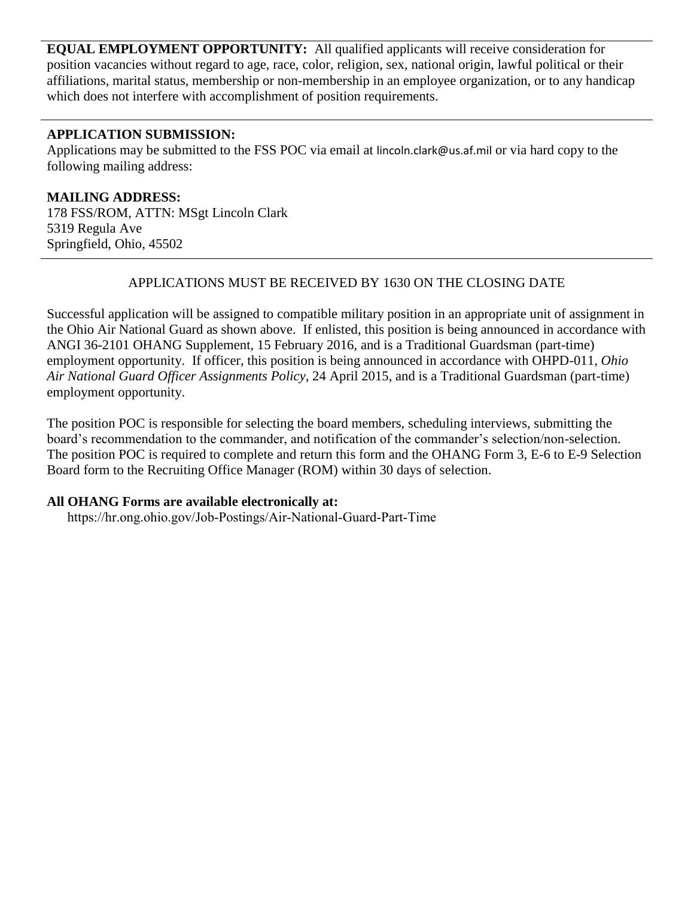**EQUAL EMPLOYMENT OPPORTUNITY:** All qualified applicants will receive consideration for position vacancies without regard to age, race, color, religion, sex, national origin, lawful political or their affiliations, marital status, membership or non-membership in an employee organization, or to any handicap which does not interfere with accomplishment of position requirements.

---

**APPLICATION SUBMISSION:**
Applications may be submitted to the FSS POC via email at lincoln.clark@us.af.mil or via hard copy to the following mailing address:

**MAILING ADDRESS:**
178 FSS/ROM, ATTN: MSgt Lincoln Clark
5319 Regula Ave
Springfield, Ohio, 45502

---

APPLICATIONS MUST BE RECEIVED BY 1630 ON THE CLOSING DATE

Successful application will be assigned to compatible military position in an appropriate unit of assignment in the Ohio Air National Guard as shown above. If enlisted, this position is being announced in accordance with ANGI 36-2101 OHANG Supplement, 15 February 2016, and is a Traditional Guardsman (part-time) employment opportunity. If officer, this position is being announced in accordance with OHPD-011, *Ohio Air National Guard Officer Assignments Policy*, 24 April 2015, and is a Traditional Guardsman (part-time) employment opportunity.

The position POC is responsible for selecting the board members, scheduling interviews, submitting the board's recommendation to the commander, and notification of the commander's selection/non-selection. The position POC is required to complete and return this form and the OHANG Form 3, E-6 to E-9 Selection Board form to the Recruiting Office Manager (ROM) within 30 days of selection.

**All OHANG Forms are available electronically at:**
https://hr.ong.ohio.gov/Job-Postings/Air-National-Guard-Part-Time